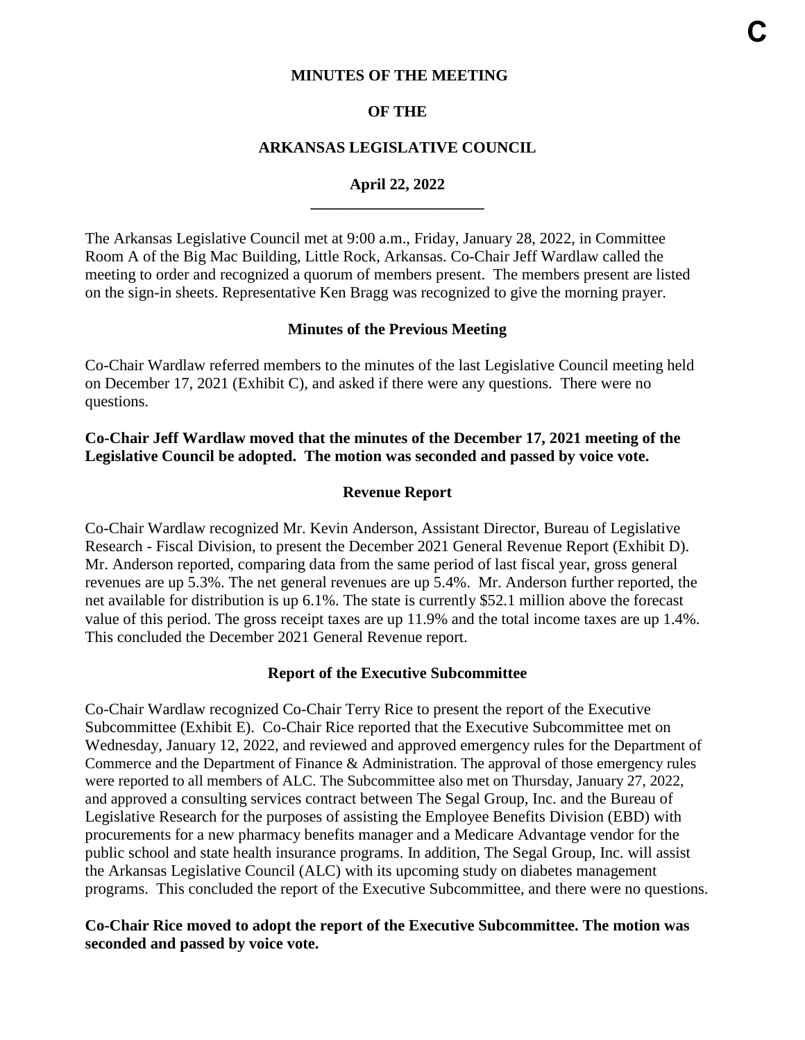C

**MINUTES OF THE MEETING**

**OF THE**

**ARKANSAS LEGISLATIVE COUNCIL**

**April 22, 2022**

---

The Arkansas Legislative Council met at 9:00 a.m., Friday, January 28, 2022, in Committee Room A of the Big Mac Building, Little Rock, Arkansas. Co-Chair Jeff Wardlaw called the meeting to order and recognized a quorum of members present. The members present are listed on the sign-in sheets. Representative Ken Bragg was recognized to give the morning prayer.

### Minutes of the Previous Meeting

Co-Chair Wardlaw referred members to the minutes of the last Legislative Council meeting held on December 17, 2021 (Exhibit C), and asked if there were any questions. There were no questions.

**Co-Chair Jeff Wardlaw moved that the minutes of the December 17, 2021 meeting of the Legislative Council be adopted. The motion was seconded and passed by voice vote.**

### Revenue Report

Co-Chair Wardlaw recognized Mr. Kevin Anderson, Assistant Director, Bureau of Legislative Research - Fiscal Division, to present the December 2021 General Revenue Report (Exhibit D). Mr. Anderson reported, comparing data from the same period of last fiscal year, gross general revenues are up 5.3%. The net general revenues are up 5.4%. Mr. Anderson further reported, the net available for distribution is up 6.1%. The state is currently $52.1 million above the forecast value of this period. The gross receipt taxes are up 11.9% and the total income taxes are up 1.4%. This concluded the December 2021 General Revenue report.

### Report of the Executive Subcommittee

Co-Chair Wardlaw recognized Co-Chair Terry Rice to present the report of the Executive Subcommittee (Exhibit E). Co-Chair Rice reported that the Executive Subcommittee met on Wednesday, January 12, 2022, and reviewed and approved emergency rules for the Department of Commerce and the Department of Finance & Administration. The approval of those emergency rules were reported to all members of ALC. The Subcommittee also met on Thursday, January 27, 2022, and approved a consulting services contract between The Segal Group, Inc. and the Bureau of Legislative Research for the purposes of assisting the Employee Benefits Division (EBD) with procurements for a new pharmacy benefits manager and a Medicare Advantage vendor for the public school and state health insurance programs. In addition, The Segal Group, Inc. will assist the Arkansas Legislative Council (ALC) with its upcoming study on diabetes management programs. This concluded the report of the Executive Subcommittee, and there were no questions.

**Co-Chair Rice moved to adopt the report of the Executive Subcommittee. The motion was seconded and passed by voice vote.**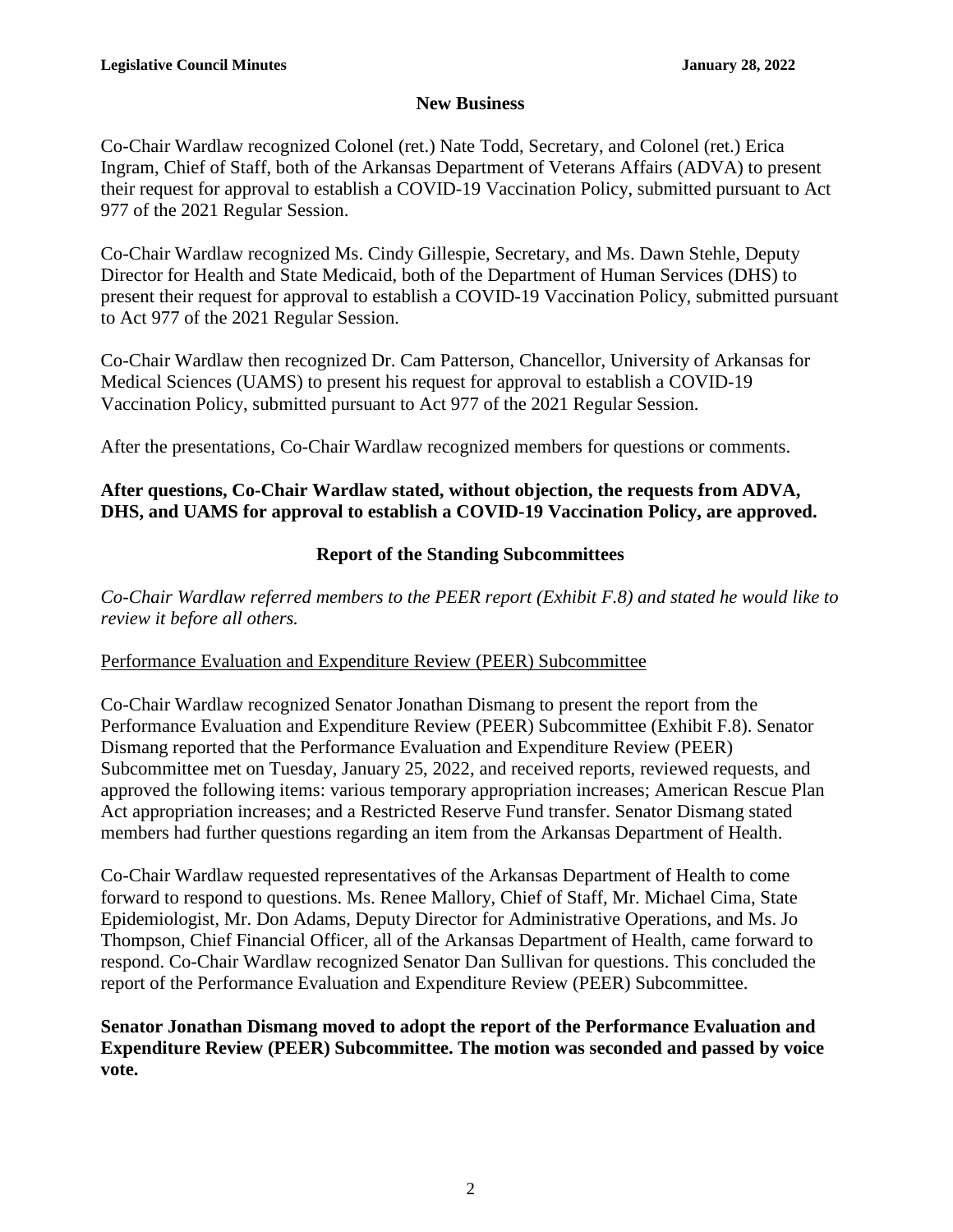## New Business

Co-Chair Wardlaw recognized Colonel (ret.) Nate Todd, Secretary, and Colonel (ret.) Erica Ingram, Chief of Staff, both of the Arkansas Department of Veterans Affairs (ADVA) to present their request for approval to establish a COVID-19 Vaccination Policy, submitted pursuant to Act 977 of the 2021 Regular Session.

Co-Chair Wardlaw recognized Ms. Cindy Gillespie, Secretary, and Ms. Dawn Stehle, Deputy Director for Health and State Medicaid, both of the Department of Human Services (DHS) to present their request for approval to establish a COVID-19 Vaccination Policy, submitted pursuant to Act 977 of the 2021 Regular Session.

Co-Chair Wardlaw then recognized Dr. Cam Patterson, Chancellor, University of Arkansas for Medical Sciences (UAMS) to present his request for approval to establish a COVID-19 Vaccination Policy, submitted pursuant to Act 977 of the 2021 Regular Session.

After the presentations, Co-Chair Wardlaw recognized members for questions or comments.

**After questions, Co-Chair Wardlaw stated, without objection, the requests from ADVA, DHS, and UAMS for approval to establish a COVID-19 Vaccination Policy, are approved.**

## Report of the Standing Subcommittees

*Co-Chair Wardlaw referred members to the PEER report (Exhibit F.8) and stated he would like to review it before all others.*

### Performance Evaluation and Expenditure Review (PEER) Subcommittee

Co-Chair Wardlaw recognized Senator Jonathan Dismang to present the report from the Performance Evaluation and Expenditure Review (PEER) Subcommittee (Exhibit F.8). Senator Dismang reported that the Performance Evaluation and Expenditure Review (PEER) Subcommittee met on Tuesday, January 25, 2022, and received reports, reviewed requests, and approved the following items: various temporary appropriation increases; American Rescue Plan Act appropriation increases; and a Restricted Reserve Fund transfer. Senator Dismang stated members had further questions regarding an item from the Arkansas Department of Health.

Co-Chair Wardlaw requested representatives of the Arkansas Department of Health to come forward to respond to questions. Ms. Renee Mallory, Chief of Staff, Mr. Michael Cima, State Epidemiologist, Mr. Don Adams, Deputy Director for Administrative Operations, and Ms. Jo Thompson, Chief Financial Officer, all of the Arkansas Department of Health, came forward to respond. Co-Chair Wardlaw recognized Senator Dan Sullivan for questions. This concluded the report of the Performance Evaluation and Expenditure Review (PEER) Subcommittee.

**Senator Jonathan Dismang moved to adopt the report of the Performance Evaluation and Expenditure Review (PEER) Subcommittee. The motion was seconded and passed by voice vote.**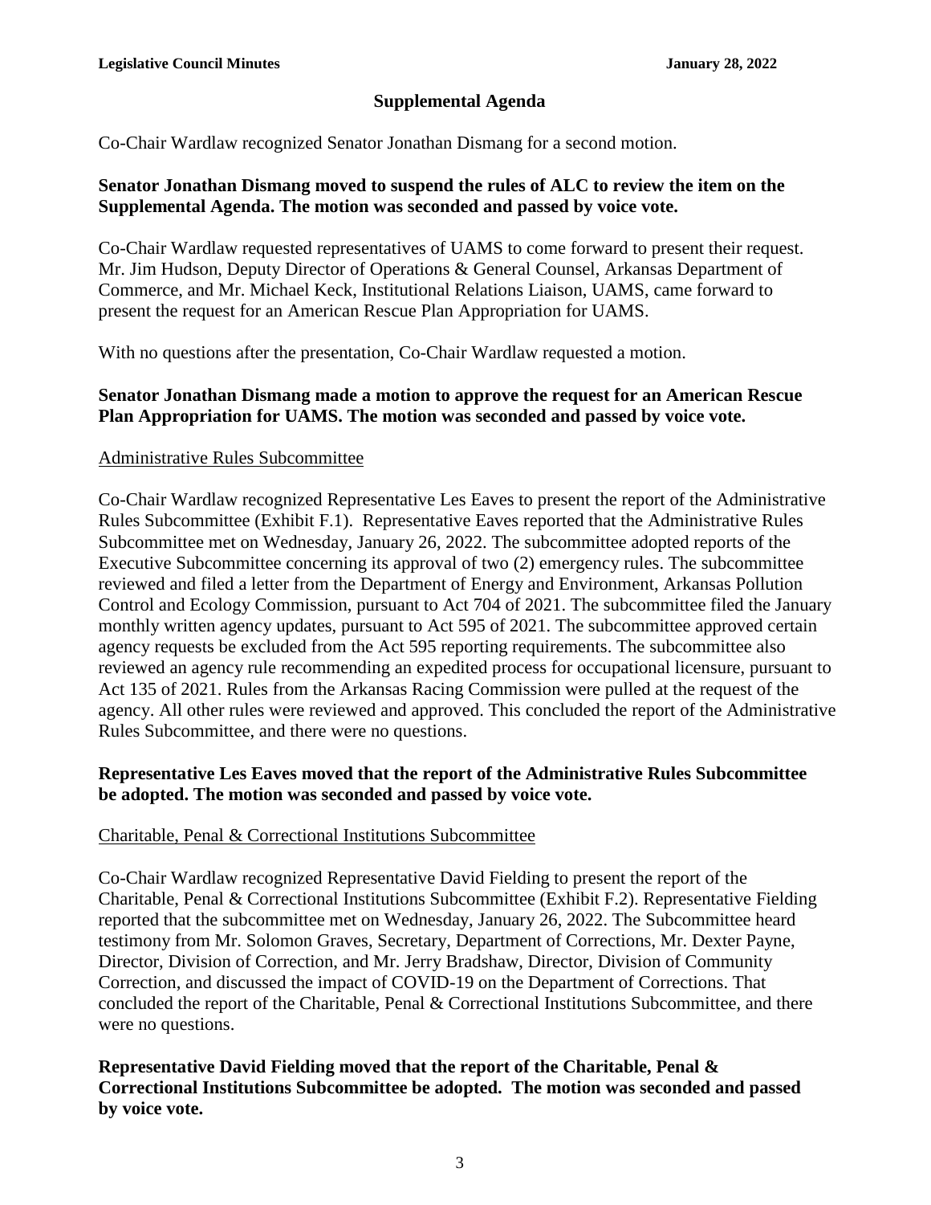## Supplemental Agenda

Co-Chair Wardlaw recognized Senator Jonathan Dismang for a second motion.

**Senator Jonathan Dismang moved to suspend the rules of ALC to review the item on the Supplemental Agenda. The motion was seconded and passed by voice vote.**

Co-Chair Wardlaw requested representatives of UAMS to come forward to present their request. Mr. Jim Hudson, Deputy Director of Operations & General Counsel, Arkansas Department of Commerce, and Mr. Michael Keck, Institutional Relations Liaison, UAMS, came forward to present the request for an American Rescue Plan Appropriation for UAMS.

With no questions after the presentation, Co-Chair Wardlaw requested a motion.

**Senator Jonathan Dismang made a motion to approve the request for an American Rescue Plan Appropriation for UAMS. The motion was seconded and passed by voice vote.**

Administrative Rules Subcommittee

Co-Chair Wardlaw recognized Representative Les Eaves to present the report of the Administrative Rules Subcommittee (Exhibit F.1). Representative Eaves reported that the Administrative Rules Subcommittee met on Wednesday, January 26, 2022. The subcommittee adopted reports of the Executive Subcommittee concerning its approval of two (2) emergency rules. The subcommittee reviewed and filed a letter from the Department of Energy and Environment, Arkansas Pollution Control and Ecology Commission, pursuant to Act 704 of 2021. The subcommittee filed the January monthly written agency updates, pursuant to Act 595 of 2021. The subcommittee approved certain agency requests be excluded from the Act 595 reporting requirements. The subcommittee also reviewed an agency rule recommending an expedited process for occupational licensure, pursuant to Act 135 of 2021. Rules from the Arkansas Racing Commission were pulled at the request of the agency. All other rules were reviewed and approved. This concluded the report of the Administrative Rules Subcommittee, and there were no questions.

**Representative Les Eaves moved that the report of the Administrative Rules Subcommittee be adopted. The motion was seconded and passed by voice vote.**

Charitable, Penal & Correctional Institutions Subcommittee

Co-Chair Wardlaw recognized Representative David Fielding to present the report of the Charitable, Penal & Correctional Institutions Subcommittee (Exhibit F.2). Representative Fielding reported that the subcommittee met on Wednesday, January 26, 2022. The Subcommittee heard testimony from Mr. Solomon Graves, Secretary, Department of Corrections, Mr. Dexter Payne, Director, Division of Correction, and Mr. Jerry Bradshaw, Director, Division of Community Correction, and discussed the impact of COVID-19 on the Department of Corrections. That concluded the report of the Charitable, Penal & Correctional Institutions Subcommittee, and there were no questions.

**Representative David Fielding moved that the report of the Charitable, Penal & Correctional Institutions Subcommittee be adopted. The motion was seconded and passed by voice vote.**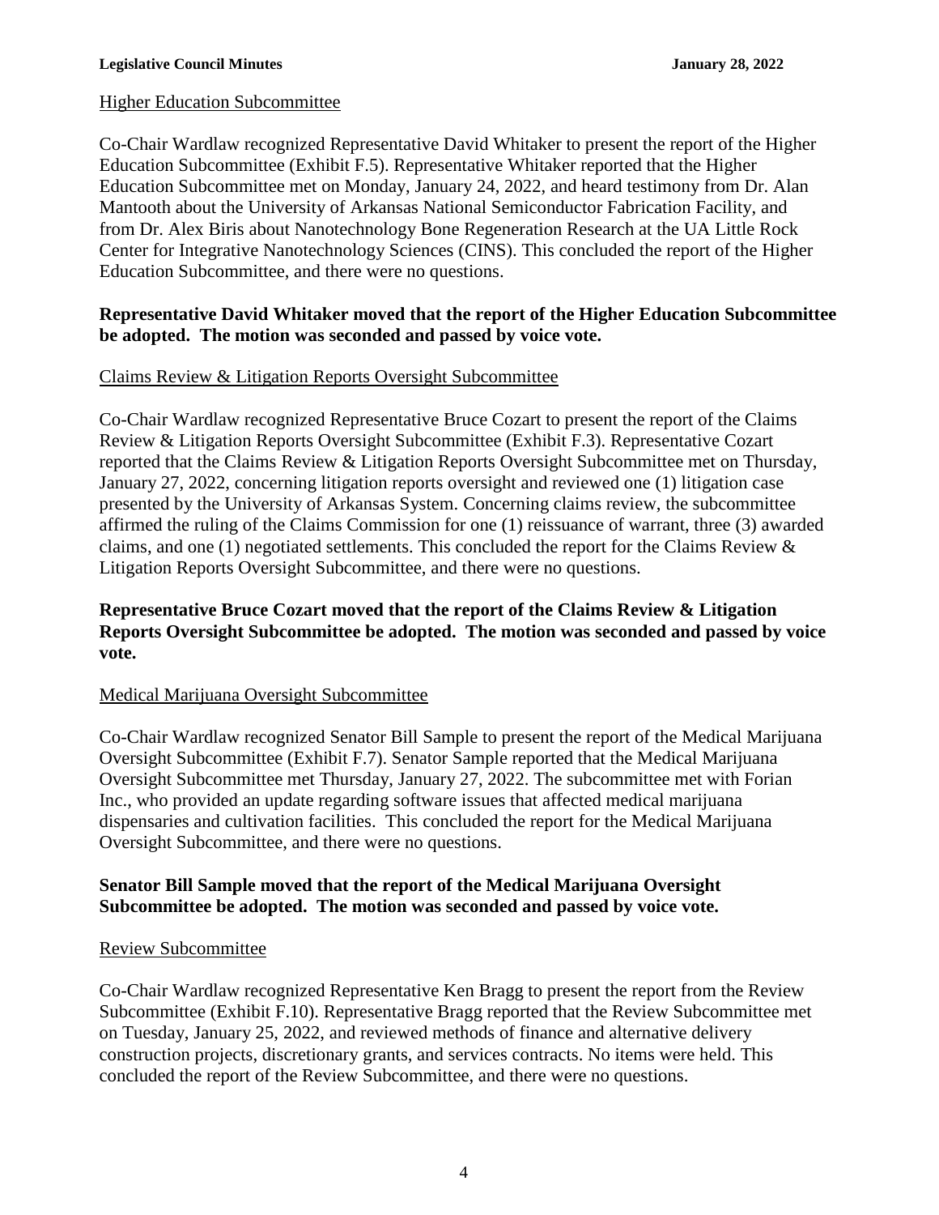Higher Education Subcommittee

Co-Chair Wardlaw recognized Representative David Whitaker to present the report of the Higher Education Subcommittee (Exhibit F.5). Representative Whitaker reported that the Higher Education Subcommittee met on Monday, January 24, 2022, and heard testimony from Dr. Alan Mantooth about the University of Arkansas National Semiconductor Fabrication Facility, and from Dr. Alex Biris about Nanotechnology Bone Regeneration Research at the UA Little Rock Center for Integrative Nanotechnology Sciences (CINS). This concluded the report of the Higher Education Subcommittee, and there were no questions.

**Representative David Whitaker moved that the report of the Higher Education Subcommittee be adopted. The motion was seconded and passed by voice vote.**

Claims Review & Litigation Reports Oversight Subcommittee

Co-Chair Wardlaw recognized Representative Bruce Cozart to present the report of the Claims Review & Litigation Reports Oversight Subcommittee (Exhibit F.3). Representative Cozart reported that the Claims Review & Litigation Reports Oversight Subcommittee met on Thursday, January 27, 2022, concerning litigation reports oversight and reviewed one (1) litigation case presented by the University of Arkansas System. Concerning claims review, the subcommittee affirmed the ruling of the Claims Commission for one (1) reissuance of warrant, three (3) awarded claims, and one (1) negotiated settlements. This concluded the report for the Claims Review & Litigation Reports Oversight Subcommittee, and there were no questions.

**Representative Bruce Cozart moved that the report of the Claims Review & Litigation Reports Oversight Subcommittee be adopted. The motion was seconded and passed by voice vote.**

Medical Marijuana Oversight Subcommittee

Co-Chair Wardlaw recognized Senator Bill Sample to present the report of the Medical Marijuana Oversight Subcommittee (Exhibit F.7). Senator Sample reported that the Medical Marijuana Oversight Subcommittee met Thursday, January 27, 2022. The subcommittee met with Forian Inc., who provided an update regarding software issues that affected medical marijuana dispensaries and cultivation facilities. This concluded the report for the Medical Marijuana Oversight Subcommittee, and there were no questions.

**Senator Bill Sample moved that the report of the Medical Marijuana Oversight Subcommittee be adopted. The motion was seconded and passed by voice vote.**

Review Subcommittee

Co-Chair Wardlaw recognized Representative Ken Bragg to present the report from the Review Subcommittee (Exhibit F.10). Representative Bragg reported that the Review Subcommittee met on Tuesday, January 25, 2022, and reviewed methods of finance and alternative delivery construction projects, discretionary grants, and services contracts. No items were held. This concluded the report of the Review Subcommittee, and there were no questions.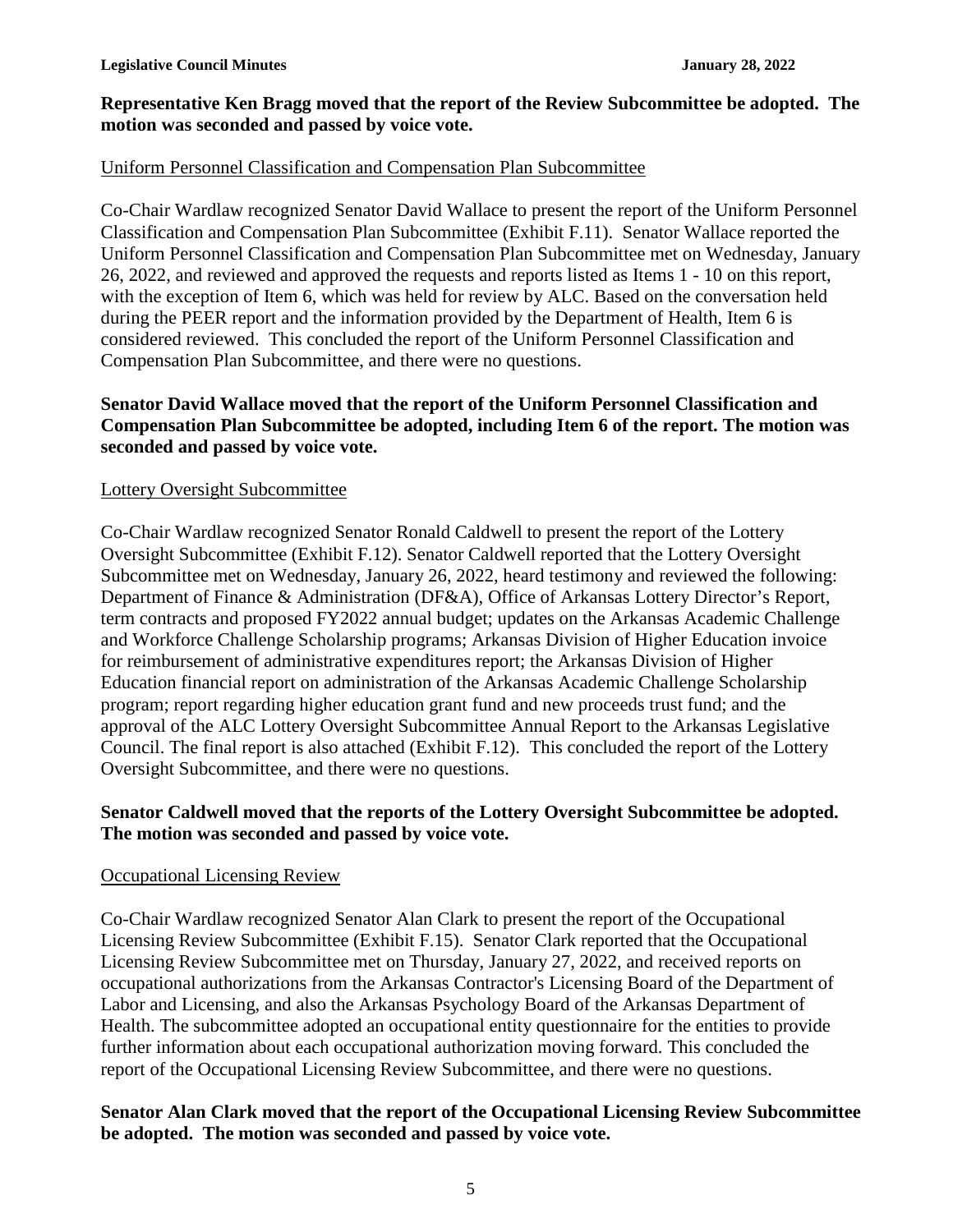**Representative Ken Bragg moved that the report of the Review Subcommittee be adopted. The motion was seconded and passed by voice vote.**

Uniform Personnel Classification and Compensation Plan Subcommittee

Co-Chair Wardlaw recognized Senator David Wallace to present the report of the Uniform Personnel Classification and Compensation Plan Subcommittee (Exhibit F.11). Senator Wallace reported the Uniform Personnel Classification and Compensation Plan Subcommittee met on Wednesday, January 26, 2022, and reviewed and approved the requests and reports listed as Items 1 - 10 on this report, with the exception of Item 6, which was held for review by ALC. Based on the conversation held during the PEER report and the information provided by the Department of Health, Item 6 is considered reviewed. This concluded the report of the Uniform Personnel Classification and Compensation Plan Subcommittee, and there were no questions.

**Senator David Wallace moved that the report of the Uniform Personnel Classification and Compensation Plan Subcommittee be adopted, including Item 6 of the report. The motion was seconded and passed by voice vote.**

Lottery Oversight Subcommittee

Co-Chair Wardlaw recognized Senator Ronald Caldwell to present the report of the Lottery Oversight Subcommittee (Exhibit F.12). Senator Caldwell reported that the Lottery Oversight Subcommittee met on Wednesday, January 26, 2022, heard testimony and reviewed the following: Department of Finance & Administration (DF&A), Office of Arkansas Lottery Director's Report, term contracts and proposed FY2022 annual budget; updates on the Arkansas Academic Challenge and Workforce Challenge Scholarship programs; Arkansas Division of Higher Education invoice for reimbursement of administrative expenditures report; the Arkansas Division of Higher Education financial report on administration of the Arkansas Academic Challenge Scholarship program; report regarding higher education grant fund and new proceeds trust fund; and the approval of the ALC Lottery Oversight Subcommittee Annual Report to the Arkansas Legislative Council. The final report is also attached (Exhibit F.12). This concluded the report of the Lottery Oversight Subcommittee, and there were no questions.

**Senator Caldwell moved that the reports of the Lottery Oversight Subcommittee be adopted. The motion was seconded and passed by voice vote.**

Occupational Licensing Review

Co-Chair Wardlaw recognized Senator Alan Clark to present the report of the Occupational Licensing Review Subcommittee (Exhibit F.15). Senator Clark reported that the Occupational Licensing Review Subcommittee met on Thursday, January 27, 2022, and received reports on occupational authorizations from the Arkansas Contractor's Licensing Board of the Department of Labor and Licensing, and also the Arkansas Psychology Board of the Arkansas Department of Health. The subcommittee adopted an occupational entity questionnaire for the entities to provide further information about each occupational authorization moving forward. This concluded the report of the Occupational Licensing Review Subcommittee, and there were no questions.

**Senator Alan Clark moved that the report of the Occupational Licensing Review Subcommittee be adopted. The motion was seconded and passed by voice vote.**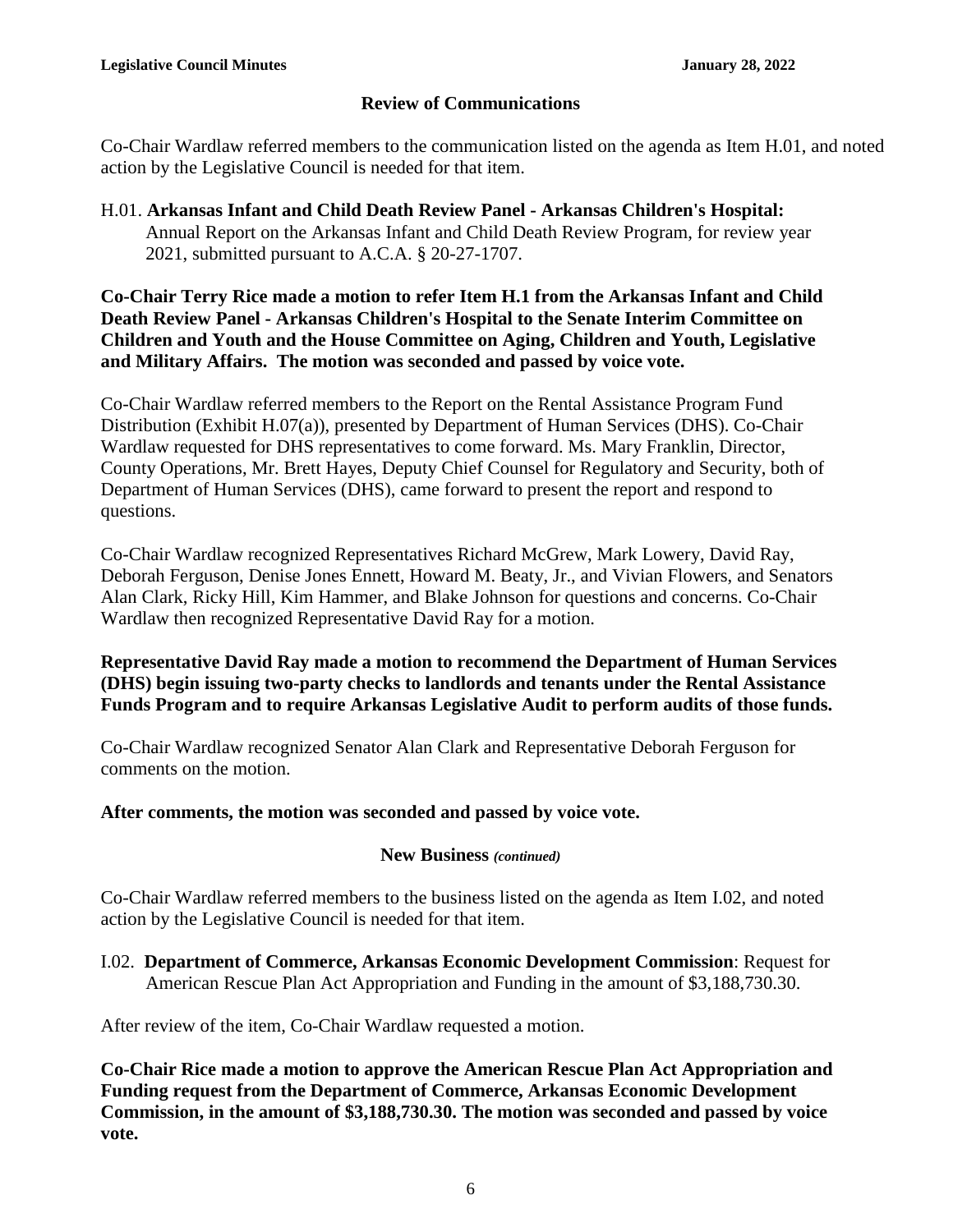## Review of Communications

Co-Chair Wardlaw referred members to the communication listed on the agenda as Item H.01, and noted action by the Legislative Council is needed for that item.

H.01. **Arkansas Infant and Child Death Review Panel - Arkansas Children's Hospital:** Annual Report on the Arkansas Infant and Child Death Review Program, for review year 2021, submitted pursuant to A.C.A. § 20-27-1707.

**Co-Chair Terry Rice made a motion to refer Item H.1 from the Arkansas Infant and Child Death Review Panel - Arkansas Children's Hospital to the Senate Interim Committee on Children and Youth and the House Committee on Aging, Children and Youth, Legislative and Military Affairs. The motion was seconded and passed by voice vote.**

Co-Chair Wardlaw referred members to the Report on the Rental Assistance Program Fund Distribution (Exhibit H.07(a)), presented by Department of Human Services (DHS). Co-Chair Wardlaw requested for DHS representatives to come forward. Ms. Mary Franklin, Director, County Operations, Mr. Brett Hayes, Deputy Chief Counsel for Regulatory and Security, both of Department of Human Services (DHS), came forward to present the report and respond to questions.

Co-Chair Wardlaw recognized Representatives Richard McGrew, Mark Lowery, David Ray, Deborah Ferguson, Denise Jones Ennett, Howard M. Beaty, Jr., and Vivian Flowers, and Senators Alan Clark, Ricky Hill, Kim Hammer, and Blake Johnson for questions and concerns. Co-Chair Wardlaw then recognized Representative David Ray for a motion.

**Representative David Ray made a motion to recommend the Department of Human Services (DHS) begin issuing two-party checks to landlords and tenants under the Rental Assistance Funds Program and to require Arkansas Legislative Audit to perform audits of those funds.**

Co-Chair Wardlaw recognized Senator Alan Clark and Representative Deborah Ferguson for comments on the motion.

**After comments, the motion was seconded and passed by voice vote.**

## New Business *(continued)*

Co-Chair Wardlaw referred members to the business listed on the agenda as Item I.02, and noted action by the Legislative Council is needed for that item.

I.02. **Department of Commerce, Arkansas Economic Development Commission**: Request for American Rescue Plan Act Appropriation and Funding in the amount of $3,188,730.30.

After review of the item, Co-Chair Wardlaw requested a motion.

**Co-Chair Rice made a motion to approve the American Rescue Plan Act Appropriation and Funding request from the Department of Commerce, Arkansas Economic Development Commission, in the amount of $3,188,730.30. The motion was seconded and passed by voice vote.**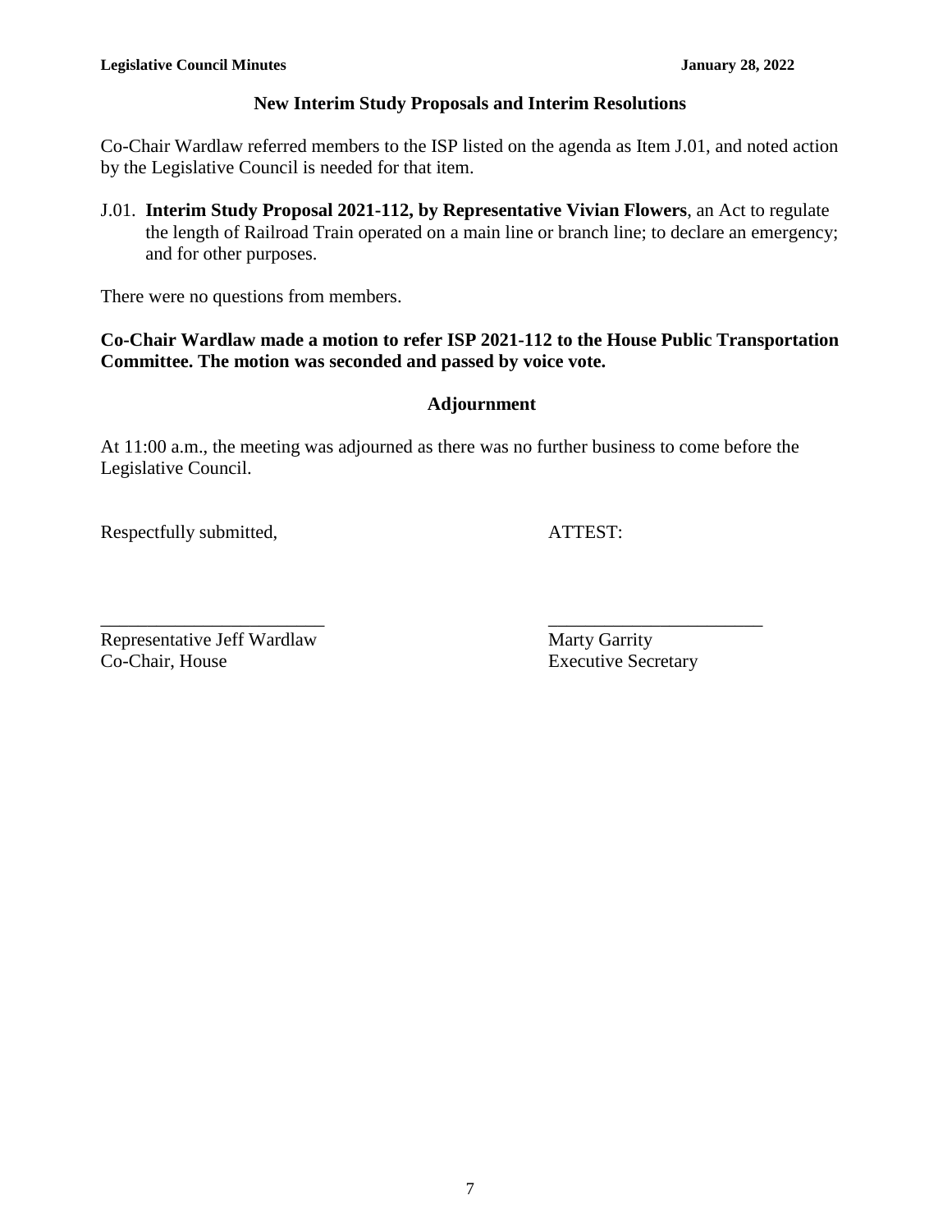## New Interim Study Proposals and Interim Resolutions

Co-Chair Wardlaw referred members to the ISP listed on the agenda as Item J.01, and noted action by the Legislative Council is needed for that item.

J.01. **Interim Study Proposal 2021-112, by Representative Vivian Flowers**, an Act to regulate the length of Railroad Train operated on a main line or branch line; to declare an emergency; and for other purposes.

There were no questions from members.

**Co-Chair Wardlaw made a motion to refer ISP 2021-112 to the House Public Transportation Committee. The motion was seconded and passed by voice vote.**

## Adjournment

At 11:00 a.m., the meeting was adjourned as there was no further business to come before the Legislative Council.

Respectfully submitted,

\_\_\_\_\_\_\_\_\_\_\_\_\_\_\_\_\_\_\_\_\_\_\_\_\_

Representative Jeff Wardlaw
Co-Chair, House

ATTEST:

\_\_\_\_\_\_\_\_\_\_\_\_\_\_\_\_\_\_\_\_\_\_\_\_

Marty Garrity
Executive Secretary